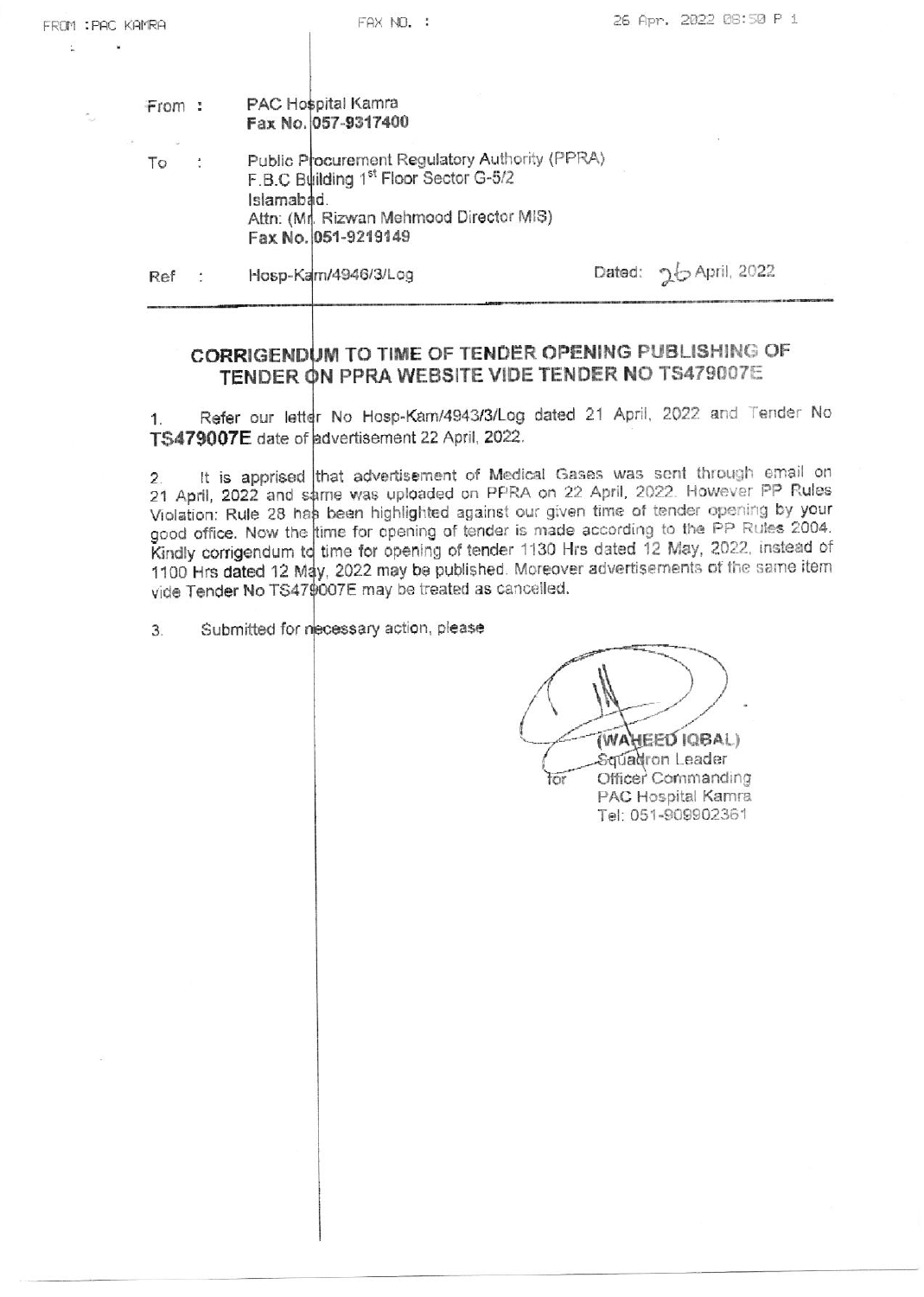From : PAC Hospital Kamra
**Fax No. 057-9317400**

To : Public Procurement Regulatory Authority (PPRA)
F.B.C Building 1st Floor Sector G-5/2
Islamabad.
Attn: (Mr. Rizwan Mehmood Director MIS)
**Fax No. 051-9219149**

Ref : Hosp-Kam/4946/3/Log  Dated: 26 April, 2022

## CORRIGENDUM TO TIME OF TENDER OPENING PUBLISHING OF TENDER ON PPRA WEBSITE VIDE TENDER NO TS479007E

1. Refer our letter No Hosp-Kam/4943/3/Log dated 21 April, 2022 and Tender No **TS479007E** date of advertisement 22 April, 2022.

2. It is apprised that advertisement of Medical Gases was sent through email on 21 April, 2022 and same was uploaded on PPRA on 22 April, 2022. However PP Rules Violation: Rule 28 has been highlighted against our given time of tender opening by your good office. Now the time for opening of tender is made according to the PP Rules 2004. Kindly corrigendum to time for opening of tender 1130 Hrs dated 12 May, 2022, instead of 1100 Hrs dated 12 May, 2022 may be published. Moreover advertisements of the same item vide Tender No TS479007E may be treated as cancelled.

3. Submitted for necessary action, please

(WAHEED IQBAL)
Squadron Leader
for Officer Commanding
PAC Hospital Kamra
Tel: 051-909902361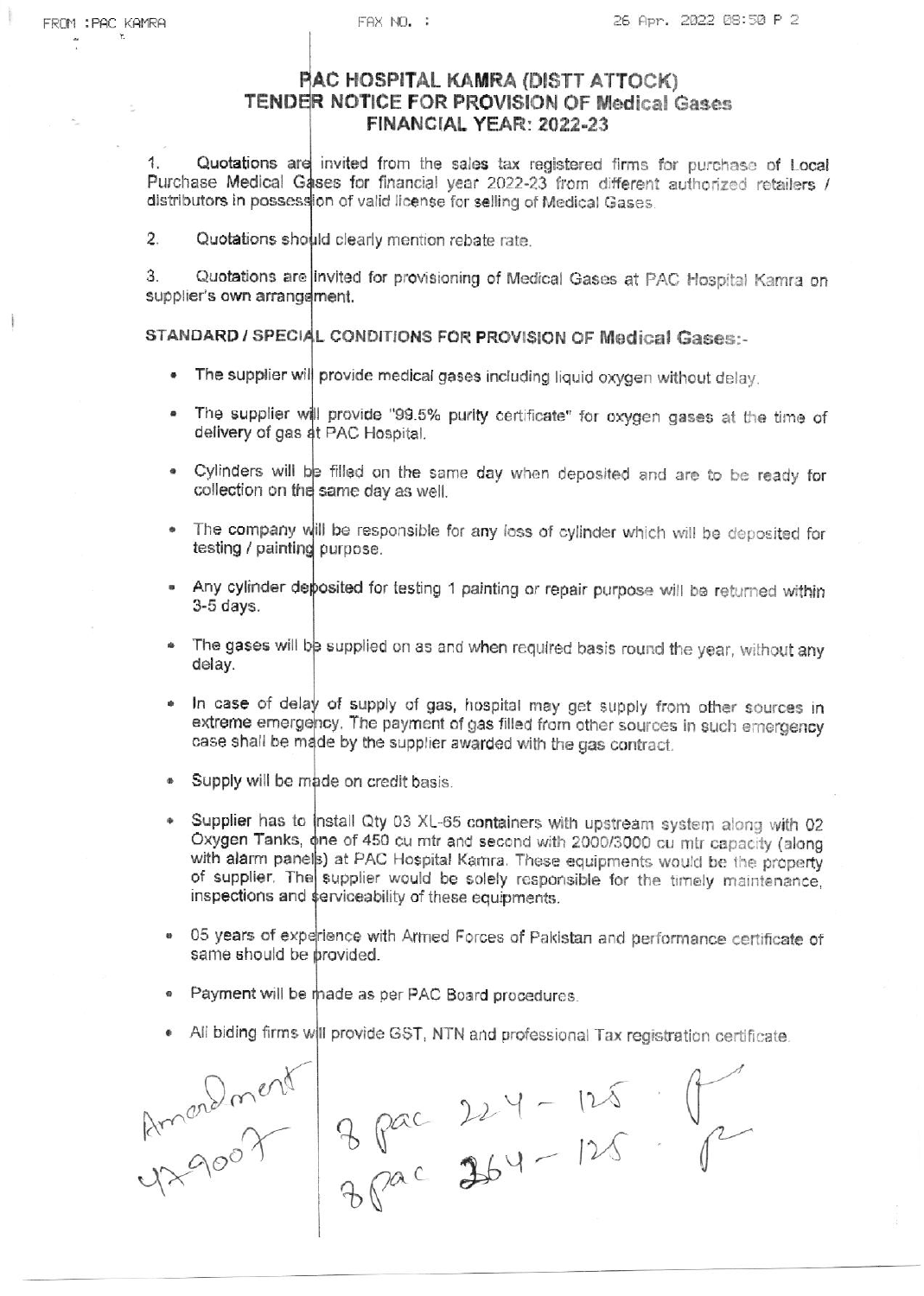# PAC HOSPITAL KAMRA (DISTT ATTOCK)
## TENDER NOTICE FOR PROVISION OF Medical Gases
### FINANCIAL YEAR: 2022-23

1. Quotations are invited from the sales tax registered firms for purchase of Local Purchase Medical Gases for financial year 2022-23 from different authorized retailers / distributors in possession of valid license for selling of Medical Gases.

2. Quotations should clearly mention rebate rate.

3. Quotations are invited for provisioning of Medical Gases at PAC Hospital Kamra on supplier's own arrangement.

**STANDARD / SPECIAL CONDITIONS FOR PROVISION OF Medical Gases:-**

- The supplier will provide medical gases including liquid oxygen without delay.
- The supplier will provide "99.5% purity certificate" for oxygen gases at the time of delivery of gas at PAC Hospital.
- Cylinders will be filled on the same day when deposited and are to be ready for collection on the same day as well.
- The company will be responsible for any loss of cylinder which will be deposited for testing / painting purpose.
- Any cylinder deposited for testing 1 painting or repair purpose will be returned within 3-5 days.
- The gases will be supplied on as and when required basis round the year, without any delay.
- In case of delay of supply of gas, hospital may get supply from other sources in extreme emergency. The payment of gas filled from other sources in such emergency case shall be made by the supplier awarded with the gas contract.
- Supply will be made on credit basis.
- Supplier has to install Qty 03 XL-65 containers with upstream system along with 02 Oxygen Tanks, one of 450 cu mtr and second with 2000/3000 cu mtr capacity (along with alarm panels) at PAC Hospital Kamra. These equipments would be the property of supplier. The supplier would be solely responsible for the timely maintenance, inspections and serviceability of these equipments.
- 05 years of experience with Armed Forces of Pakistan and performance certificate of same should be provided.
- Payment will be made as per PAC Board procedures.
- All biding firms will provide GST, NTN and professional Tax registration certificate.

Amendment
47900?

8 pac 224 - 125
8 pac 264 - 125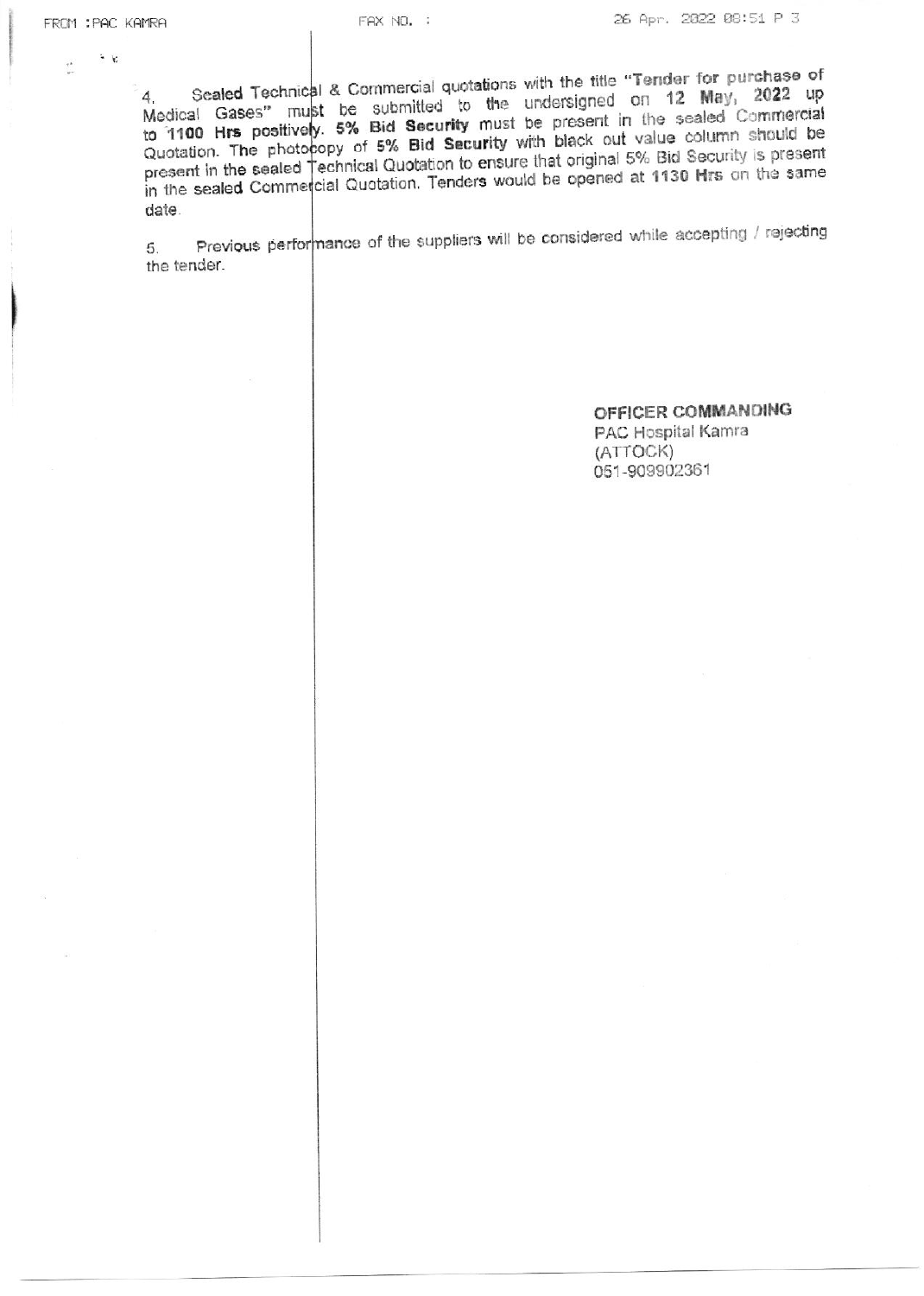4. **Sealed Technical & Commercial quotations with the title "Tender for purchase of Medical Gases"** must be submitted to the undersigned on **12 May, 2022** up to **1100 Hrs positively**. **5% Bid Security** must be present in the sealed Commercial Quotation. The photocopy of **5% Bid Security** with black out value column should be present in the sealed Technical Quotation to ensure that original 5% Bid Security is present in the sealed Commercial Quotation. Tenders would be opened at **1130 Hrs** on the same date.

5. Previous performance of the suppliers will be considered while accepting / rejecting the tender.

**OFFICER COMMANDING**
PAC Hospital Kamra
(ATTOCK)
051-909902361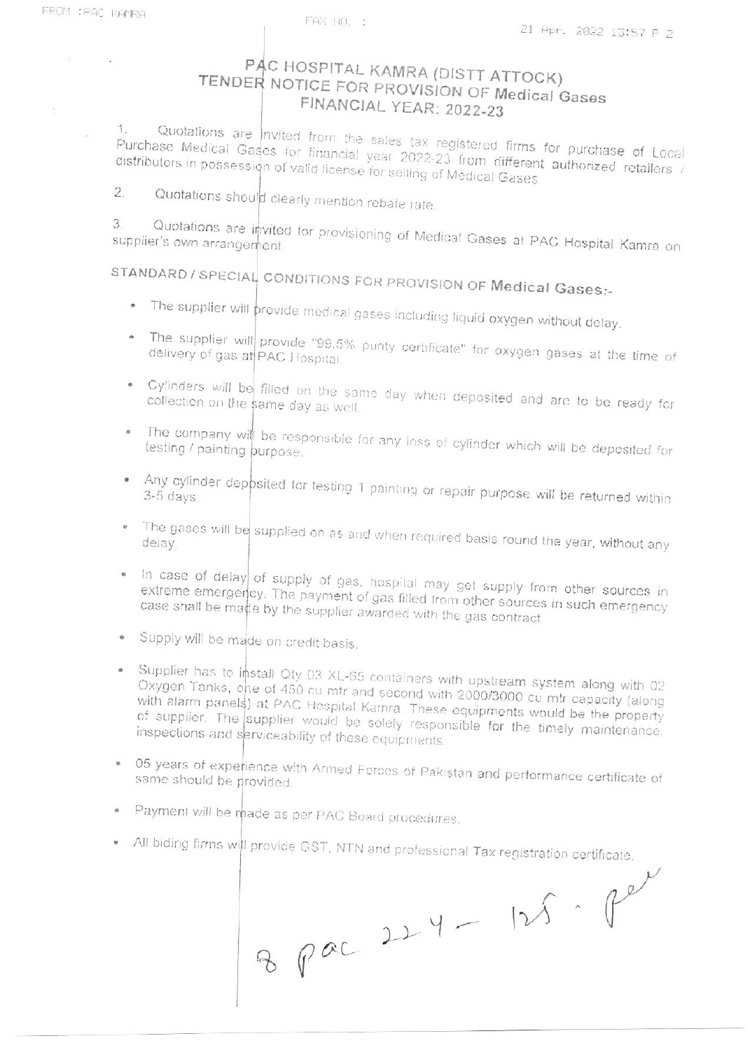# PAC HOSPITAL KAMRA (DISTT ATTOCK)
## TENDER NOTICE FOR PROVISION OF Medical Gases
### FINANCIAL YEAR: 2022-23

1. Quotations are invited from the sales tax registered firms for purchase of Local Purchase Medical Gases for financial year 2022-23 from different authorized retailers / distributors in possession of valid license for selling of Medical Gases.

2. Quotations should clearly mention rebate rate.

3. Quotations are invited for provisioning of Medical Gases at PAC Hospital Kamra on supplier's own arrangement.

## STANDARD / SPECIAL CONDITIONS FOR PROVISION OF Medical Gases:-

- The supplier will provide medical gases including liquid oxygen without delay.
- The supplier will provide "99.5% purity certificate" for oxygen gases at the time of delivery of gas at PAC Hospital.
- Cylinders will be filled on the same day when deposited and are to be ready for collection on the same day as well.
- The company will be responsible for any loss of cylinder which will be deposited for testing / painting purpose.
- Any cylinder deposited for testing 1 painting or repair purpose will be returned within 3-5 days.
- The gases will be supplied on as and when required basis round the year, without any delay.
- In case of delay of supply of gas, hospital may get supply from other sources in extreme emergency. The payment of gas filled from other sources in such emergency case shall be made by the supplier awarded with the gas contract.
- Supply will be made on credit basis.
- Supplier has to install Qty 03 XL-65 containers with upstream system along with 02 Oxygen Tanks, one of 450 cu mtr and second with 2000/3000 cu mtr capacity (along with alarm panels) at PAC Hospital Kamra. These equipments would be the property of supplier. The supplier would be solely responsible for the timely maintenance, inspections and serviceability of these equipments.
- 05 years of experience with Armed Forces of Pakistan and performance certificate of same should be provided.
- Payment will be made as per PAC Board procedures.
- All biding firms will provide GST, NTN and professional Tax registration certificate.

8 pac 224 - 125 . per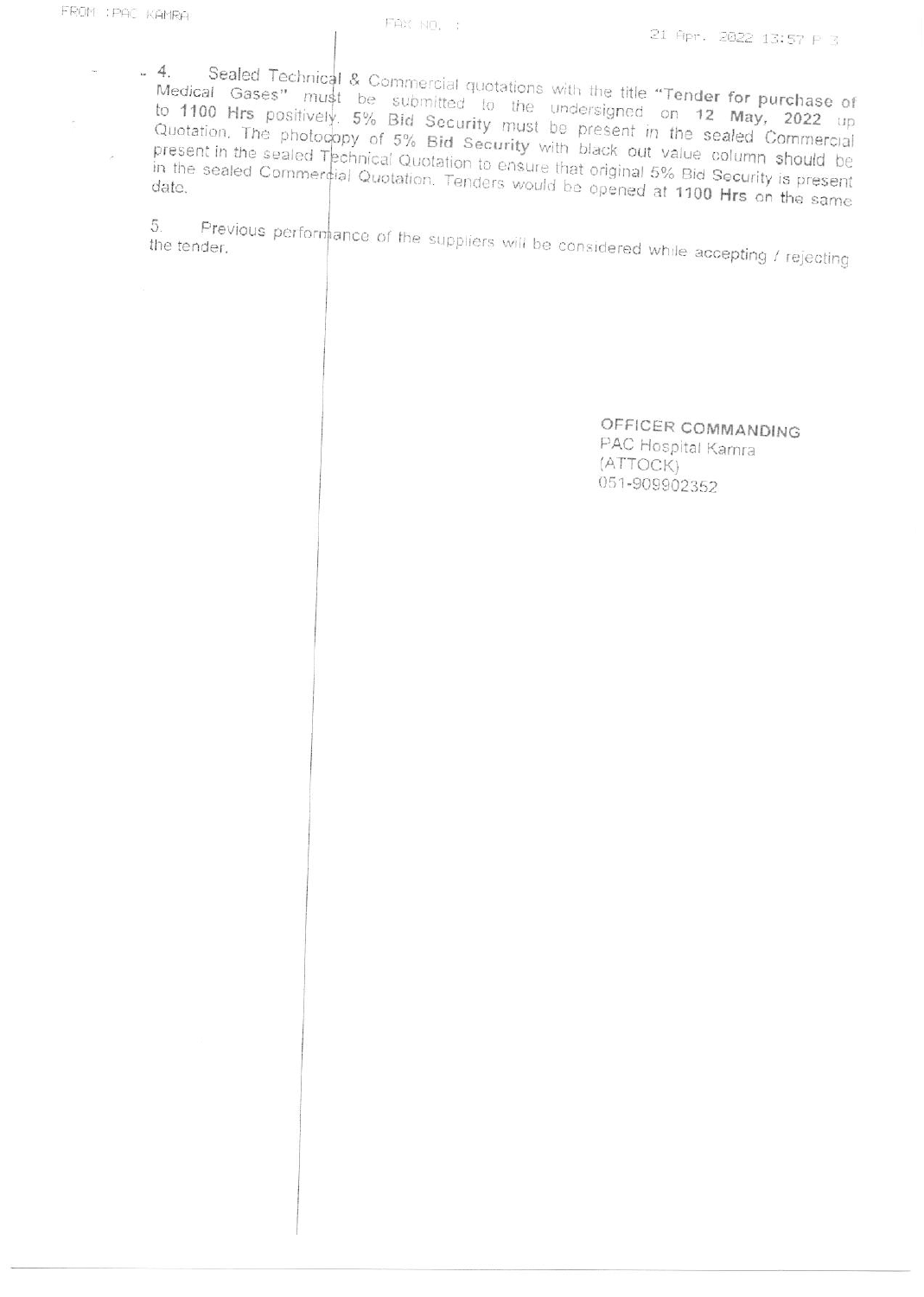4. Sealed Technical & Commercial quotations with the title "**Tender for purchase of Medical Gases**" must be submitted to the undersigned on **12 May, 2022** up to **1100 Hrs** positively. 5% **Bid Security** must be present in the sealed Commercial Quotation. The photocopy of 5% **Bid Security** with black out value column should be present in the sealed Technical Quotation to ensure that original 5% Bid Security is present in the sealed Commercial Quotation. Tenders would be opened at **1100 Hrs** on the same date.

5. Previous performance of the suppliers will be considered while accepting / rejecting the tender.

OFFICER COMMANDING
PAC Hospital Kamra
(ATTOCK)
051-909902352